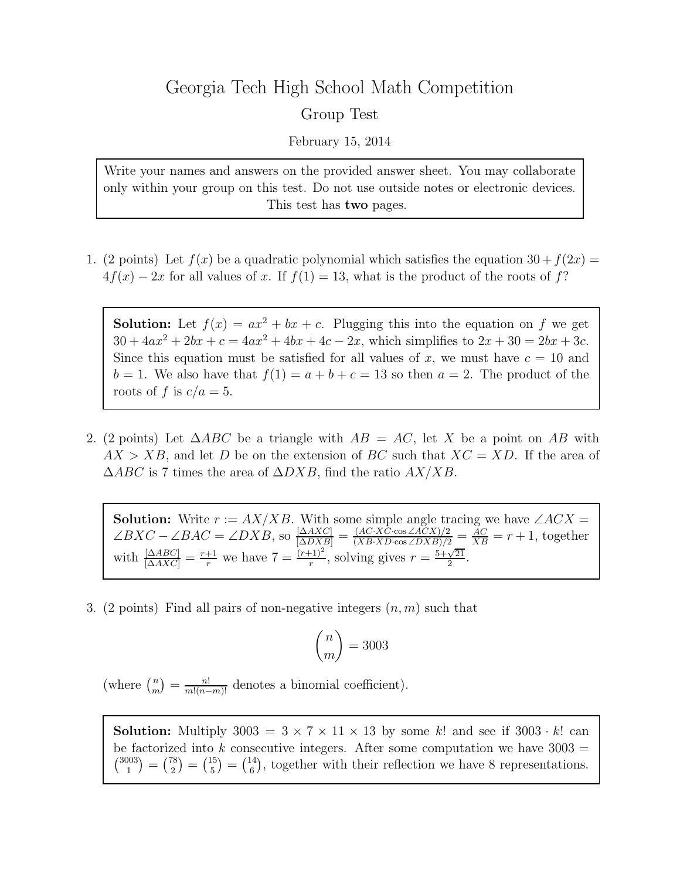# Georgia Tech High School Math Competition

## Group Test

February 15, 2014

> Write your names and answers on the provided answer sheet. You may collaborate only within your group on this test. Do not use outside notes or electronic devices. This test has **two** pages.

1. (2 points) Let $f(x)$ be a quadratic polynomial which satisfies the equation $30 + f(2x) = 4f(x) - 2x$ for all values of $x$. If $f(1) = 13$, what is the product of the roots of $f$?

> **Solution:** Let $f(x) = ax^2 + bx + c$. Plugging this into the equation on $f$ we get $30 + 4ax^2 + 2bx + c = 4ax^2 + 4bx + 4c - 2x$, which simplifies to $2x + 30 = 2bx + 3c$. Since this equation must be satisfied for all values of $x$, we must have $c = 10$ and $b = 1$. We also have that $f(1) = a + b + c = 13$ so then $a = 2$. The product of the roots of $f$ is $c/a = 5$.

2. (2 points) Let $\Delta ABC$ be a triangle with $AB = AC$, let $X$ be a point on $AB$ with $AX > XB$, and let $D$ be on the extension of $BC$ such that $XC = XD$. If the area of $\Delta ABC$ is 7 times the area of $\Delta DXB$, find the ratio $AX/XB$.

> **Solution:** Write $r := AX/XB$. With some simple angle tracing we have $\angle ACX = \angle BXC - \angle BAC = \angle DXB$, so $\frac{[\Delta AXC]}{[\Delta DXB]} = \frac{(AC \cdot XC \cdot \cos\angle ACX)/2}{(XB \cdot XD \cdot \cos\angle DXB)/2} = \frac{AC}{XB} = r + 1$, together with $\frac{[\Delta ABC]}{[\Delta AXC]} = \frac{r+1}{r}$ we have $7 = \frac{(r+1)^2}{r}$, solving gives $r = \frac{5+\sqrt{21}}{2}$.

3. (2 points) Find all pairs of non-negative integers $(n, m)$ such that

$$\binom{n}{m} = 3003$$

(where $\binom{n}{m} = \frac{n!}{m!(n-m)!}$ denotes a binomial coefficient).

> **Solution:** Multiply $3003 = 3 \times 7 \times 11 \times 13$ by some $k!$ and see if $3003 \cdot k!$ can be factorized into $k$ consecutive integers. After some computation we have $3003 = \binom{3003}{1} = \binom{78}{2} = \binom{15}{5} = \binom{14}{6}$, together with their reflection we have 8 representations.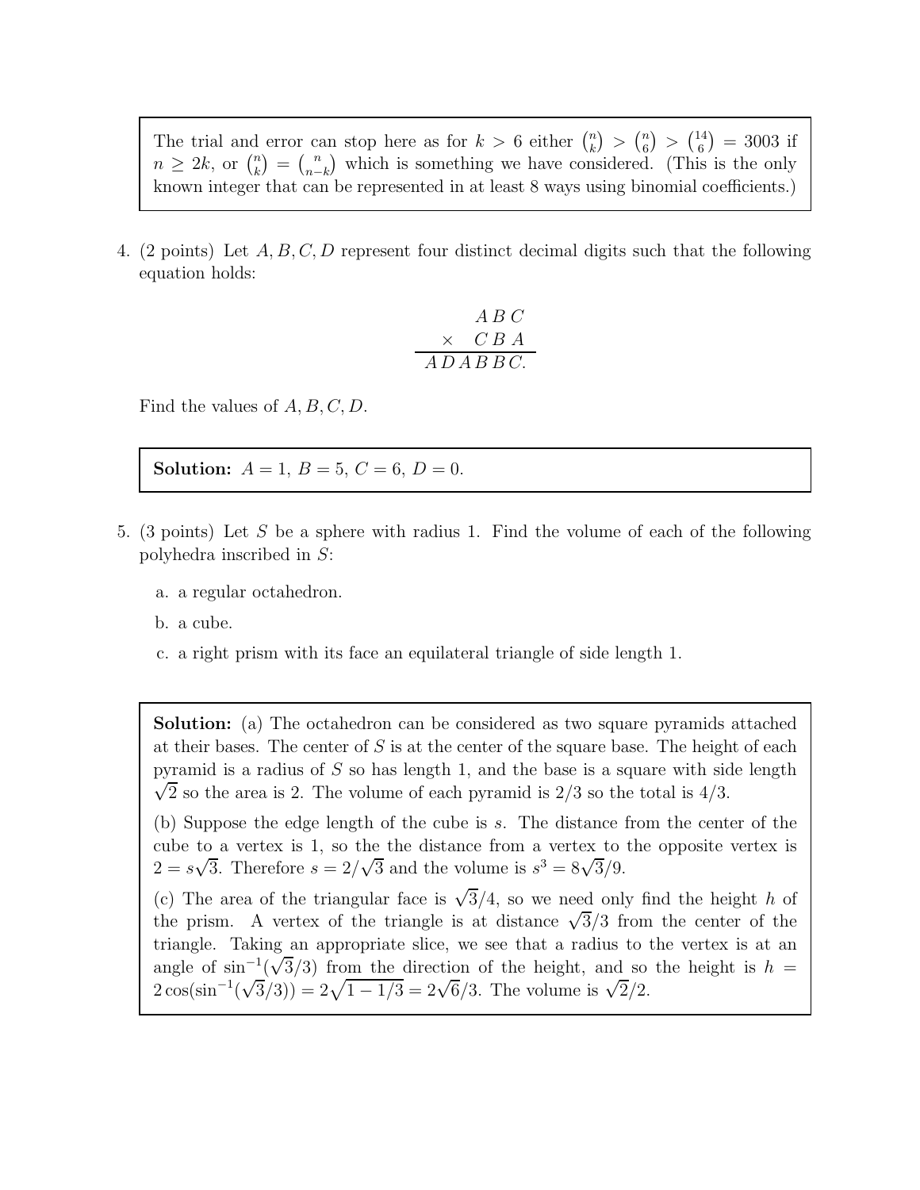The trial and error can stop here as for $k > 6$ either $\binom{n}{k} > \binom{n}{6} > \binom{14}{6} = 3003$ if $n \geq 2k$, or $\binom{n}{k} = \binom{n}{n-k}$ which is something we have considered. (This is the only known integer that can be represented in at least 8 ways using binomial coefficients.)

4. (2 points) Let $A, B, C, D$ represent four distinct decimal digits such that the following equation holds:

$$\begin{array}{r} A\,B\,C \\ \times \quad C\,B\,A \\ \hline A\,D\,A\,B\,B\,C. \end{array}$$

Find the values of $A, B, C, D$.

**Solution:** $A = 1$, $B = 5$, $C = 6$, $D = 0$.

5. (3 points) Let $S$ be a sphere with radius 1. Find the volume of each of the following polyhedra inscribed in $S$:

   a. a regular octahedron.

   b. a cube.

   c. a right prism with its face an equilateral triangle of side length 1.

**Solution:** (a) The octahedron can be considered as two square pyramids attached at their bases. The center of $S$ is at the center of the square base. The height of each pyramid is a radius of $S$ so has length 1, and the base is a square with side length $\sqrt{2}$ so the area is 2. The volume of each pyramid is $2/3$ so the total is $4/3$.

(b) Suppose the edge length of the cube is $s$. The distance from the center of the cube to a vertex is 1, so the the distance from a vertex to the opposite vertex is $2 = s\sqrt{3}$. Therefore $s = 2/\sqrt{3}$ and the volume is $s^3 = 8\sqrt{3}/9$.

(c) The area of the triangular face is $\sqrt{3}/4$, so we need only find the height $h$ of the prism. A vertex of the triangle is at distance $\sqrt{3}/3$ from the center of the triangle. Taking an appropriate slice, we see that a radius to the vertex is at an angle of $\sin^{-1}(\sqrt{3}/3)$ from the direction of the height, and so the height is $h = 2\cos(\sin^{-1}(\sqrt{3}/3)) = 2\sqrt{1 - 1/3} = 2\sqrt{6}/3$. The volume is $\sqrt{2}/2$.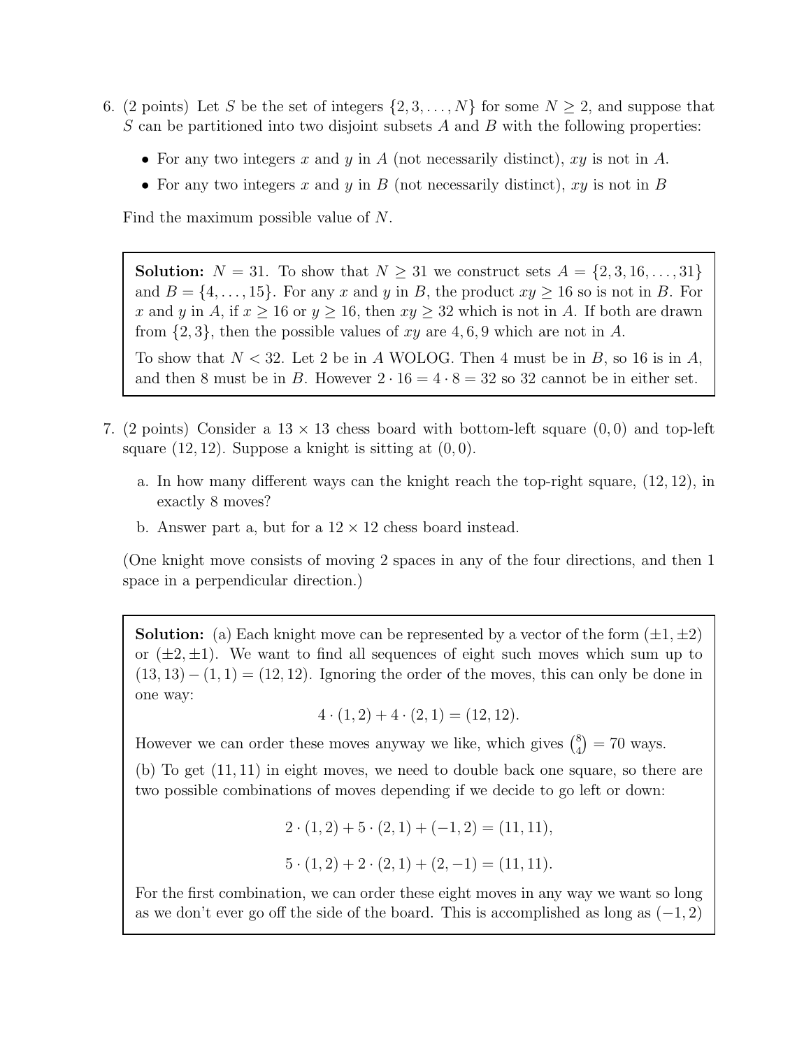6. (2 points) Let $S$ be the set of integers $\{2, 3, \ldots, N\}$ for some $N \geq 2$, and suppose that $S$ can be partitioned into two disjoint subsets $A$ and $B$ with the following properties:

   - For any two integers $x$ and $y$ in $A$ (not necessarily distinct), $xy$ is not in $A$.
   - For any two integers $x$ and $y$ in $B$ (not necessarily distinct), $xy$ is not in $B$

   Find the maximum possible value of $N$.

> **Solution:** $N = 31$. To show that $N \geq 31$ we construct sets $A = \{2, 3, 16, \ldots, 31\}$ and $B = \{4, \ldots, 15\}$. For any $x$ and $y$ in $B$, the product $xy \geq 16$ so is not in $B$. For $x$ and $y$ in $A$, if $x \geq 16$ or $y \geq 16$, then $xy \geq 32$ which is not in $A$. If both are drawn from $\{2, 3\}$, then the possible values of $xy$ are $4, 6, 9$ which are not in $A$.
>
> To show that $N < 32$. Let 2 be in $A$ WOLOG. Then 4 must be in $B$, so 16 is in $A$, and then 8 must be in $B$. However $2 \cdot 16 = 4 \cdot 8 = 32$ so 32 cannot be in either set.

7. (2 points) Consider a $13 \times 13$ chess board with bottom-left square $(0, 0)$ and top-left square $(12, 12)$. Suppose a knight is sitting at $(0, 0)$.

   a. In how many different ways can the knight reach the top-right square, $(12, 12)$, in exactly 8 moves?

   b. Answer part a, but for a $12 \times 12$ chess board instead.

   (One knight move consists of moving 2 spaces in any of the four directions, and then 1 space in a perpendicular direction.)

> **Solution:** (a) Each knight move can be represented by a vector of the form $(\pm 1, \pm 2)$ or $(\pm 2, \pm 1)$. We want to find all sequences of eight such moves which sum up to $(13, 13) - (1, 1) = (12, 12)$. Ignoring the order of the moves, this can only be done in one way:
>
> $$4 \cdot (1, 2) + 4 \cdot (2, 1) = (12, 12).$$
>
> However we can order these moves anyway we like, which gives $\binom{8}{4} = 70$ ways.
>
> (b) To get $(11, 11)$ in eight moves, we need to double back one square, so there are two possible combinations of moves depending if we decide to go left or down:
>
> $$2 \cdot (1, 2) + 5 \cdot (2, 1) + (-1, 2) = (11, 11),$$
>
> $$5 \cdot (1, 2) + 2 \cdot (2, 1) + (2, -1) = (11, 11).$$
>
> For the first combination, we can order these eight moves in any way we want so long as we don't ever go off the side of the board. This is accomplished as long as $(-1, 2)$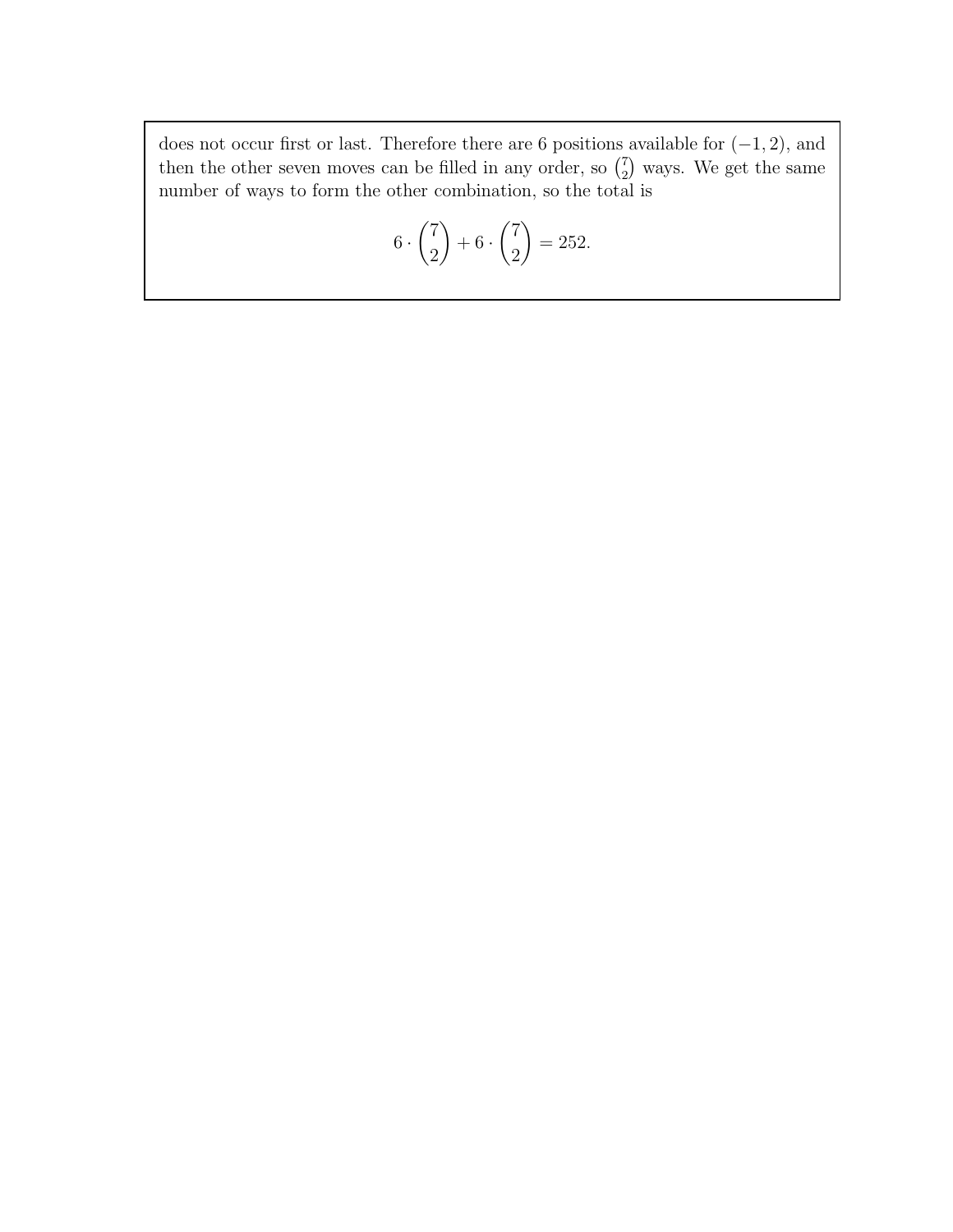does not occur first or last. Therefore there are 6 positions available for $(-1, 2)$, and then the other seven moves can be filled in any order, so $\binom{7}{2}$ ways. We get the same number of ways to form the other combination, so the total is

$$6 \cdot \binom{7}{2} + 6 \cdot \binom{7}{2} = 252.$$